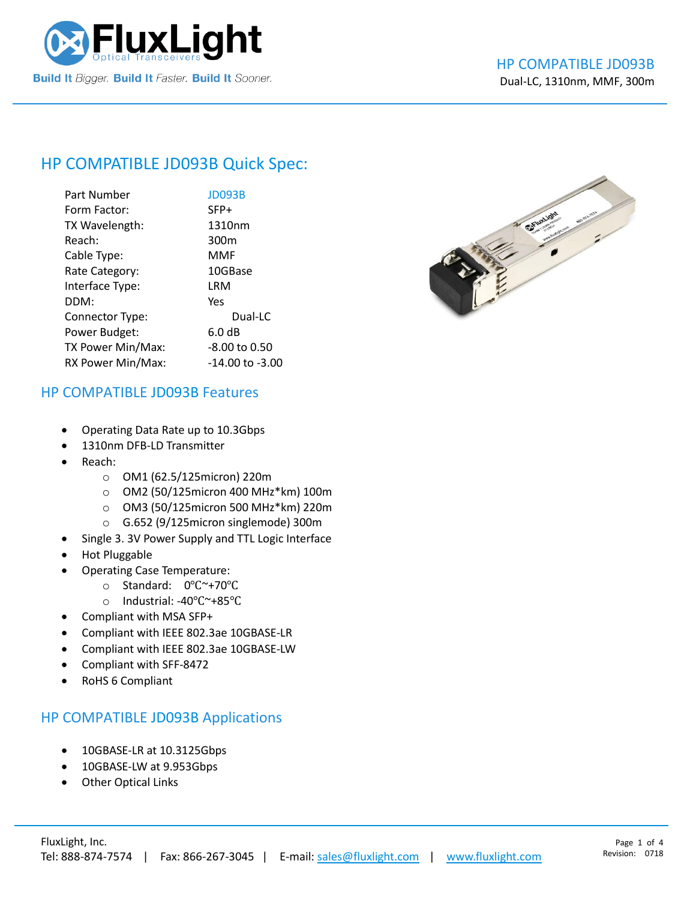# HP COMPATIBLE JD093B

Dual-LC, 1310nm, MMF, 300m

## HP COMPATIBLE JD093B Quick Spec:

| | |
|---|---|
| Part Number | JD093B |
| Form Factor: | SFP+ |
| TX Wavelength: | 1310nm |
| Reach: | 300m |
| Cable Type: | MMF |
| Rate Category: | 10GBase |
| Interface Type: | LRM |
| DDM: | Yes |
| Connector Type: | Dual-LC |
| Power Budget: | 6.0 dB |
| TX Power Min/Max: | -8.00 to 0.50 |
| RX Power Min/Max: | -14.00 to -3.00 |

## HP COMPATIBLE JD093B Features

- Operating Data Rate up to 10.3Gbps
- 1310nm DFB-LD Transmitter
- Reach:
  - OM1 (62.5/125micron) 220m
  - OM2 (50/125micron 400 MHz*km) 100m
  - OM3 (50/125micron 500 MHz*km) 220m
  - G.652 (9/125micron singlemode) 300m
- Single 3. 3V Power Supply and TTL Logic Interface
- Hot Pluggable
- Operating Case Temperature:
  - Standard: 0℃~+70℃
  - Industrial: -40℃~+85℃
- Compliant with MSA SFP+
- Compliant with IEEE 802.3ae 10GBASE-LR
- Compliant with IEEE 802.3ae 10GBASE-LW
- Compliant with SFF-8472
- RoHS 6 Compliant

## HP COMPATIBLE JD093B Applications

- 10GBASE-LR at 10.3125Gbps
- 10GBASE-LW at 9.953Gbps
- Other Optical Links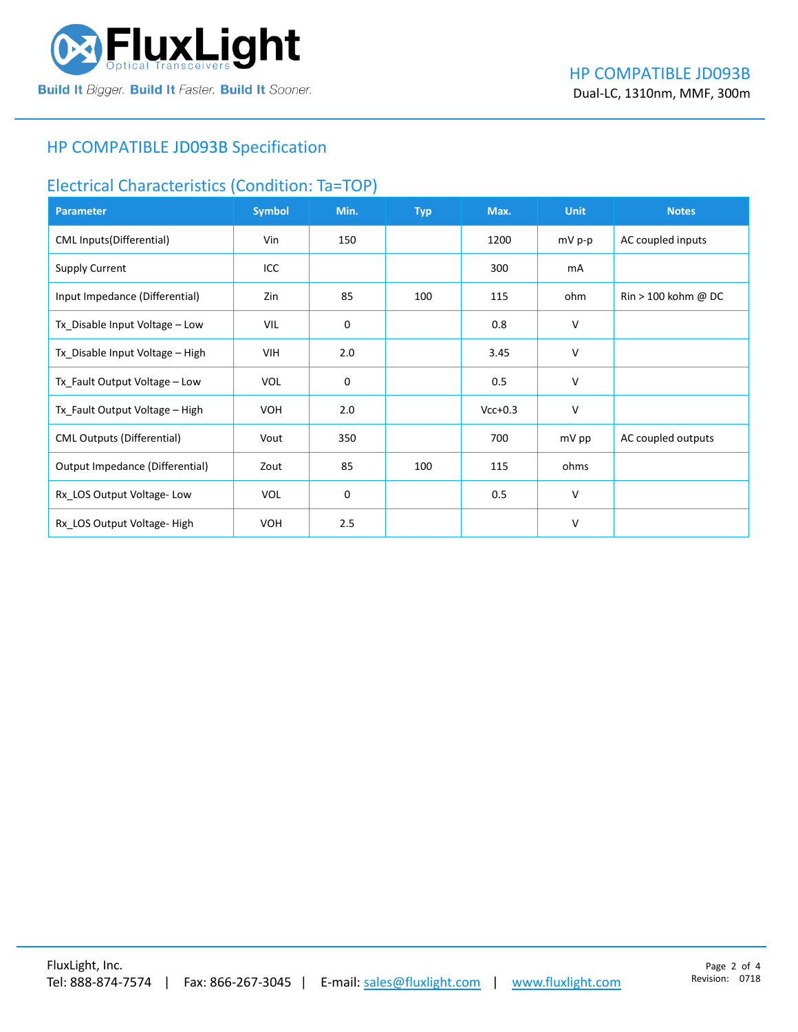## HP COMPATIBLE JD093B Specification

### Electrical Characteristics (Condition: Ta=TOP)

| Parameter | Symbol | Min. | Typ | Max. | Unit | Notes |
|---|---|---|---|---|---|---|
| CML Inputs(Differential) | Vin | 150 | | 1200 | mV p-p | AC coupled inputs |
| Supply Current | ICC | | | 300 | mA | |
| Input Impedance (Differential) | Zin | 85 | 100 | 115 | ohm | Rin > 100 kohm @ DC |
| Tx_Disable Input Voltage – Low | VIL | 0 | | 0.8 | V | |
| Tx_Disable Input Voltage – High | VIH | 2.0 | | 3.45 | V | |
| Tx_Fault Output Voltage – Low | VOL | 0 | | 0.5 | V | |
| Tx_Fault Output Voltage – High | VOH | 2.0 | | Vcc+0.3 | V | |
| CML Outputs (Differential) | Vout | 350 | | 700 | mV pp | AC coupled outputs |
| Output Impedance (Differential) | Zout | 85 | 100 | 115 | ohms | |
| Rx_LOS Output Voltage- Low | VOL | 0 | | 0.5 | V | |
| Rx_LOS Output Voltage- High | VOH | 2.5 | | | V | |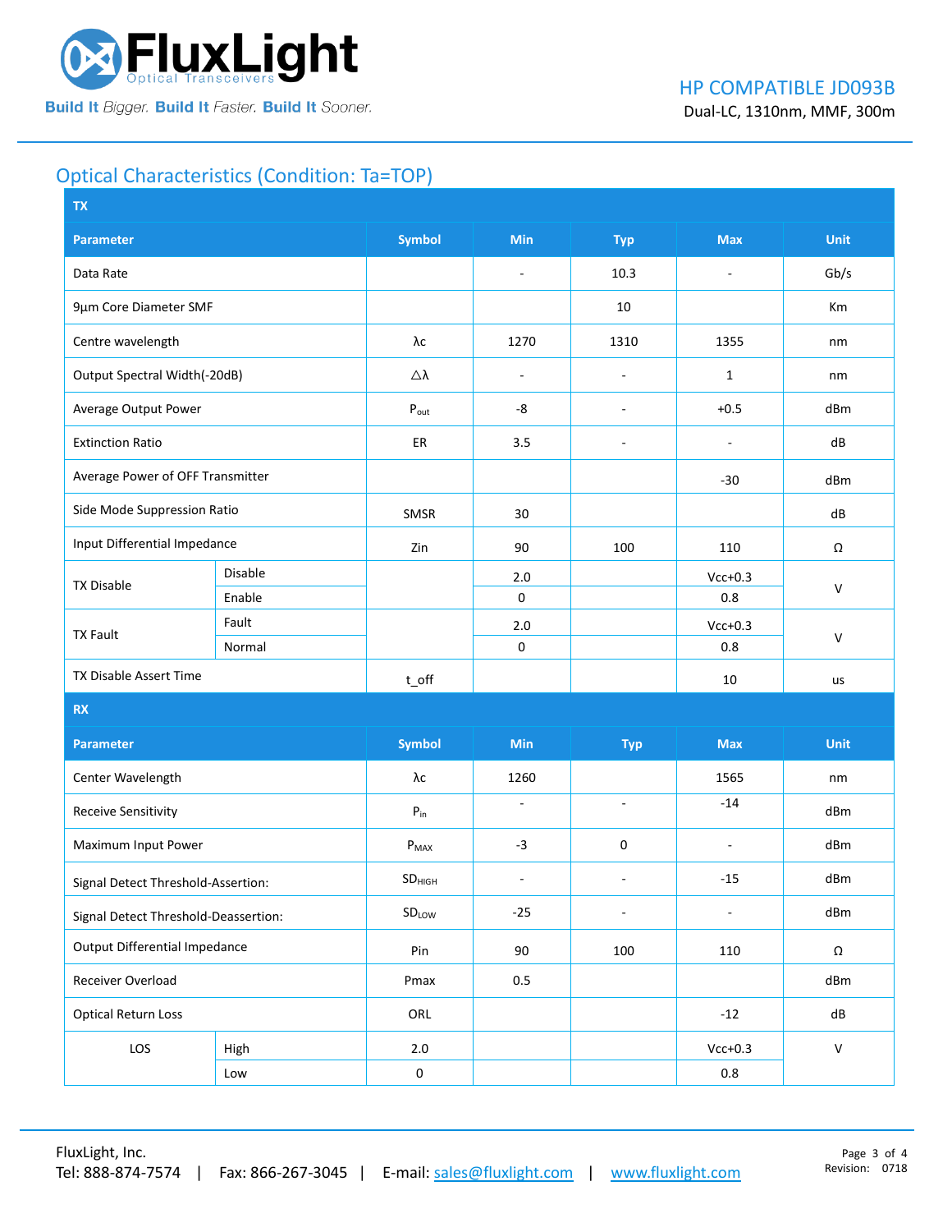## Optical Characteristics (Condition: Ta=TOP)

| TX | | | | | | |
|---|---|---|---|---|---|---|
| **Parameter** | | **Symbol** | **Min** | **Typ** | **Max** | **Unit** |
| Data Rate | | | - | 10.3 | - | Gb/s |
| 9μm Core Diameter SMF | | | | 10 | | Km |
| Centre wavelength | | λc | 1270 | 1310 | 1355 | nm |
| Output Spectral Width(-20dB) | | △λ | - | - | 1 | nm |
| Average Output Power | | $P_{out}$ | -8 | - | +0.5 | dBm |
| Extinction Ratio | | ER | 3.5 | - | - | dB |
| Average Power of OFF Transmitter | | | | | -30 | dBm |
| Side Mode Suppression Ratio | | SMSR | 30 | | | dB |
| Input Differential Impedance | | Zin | 90 | 100 | 110 | Ω |
| TX Disable | Disable | | 2.0 | | Vcc+0.3 | V |
| | Enable | | 0 | | 0.8 | |
| TX Fault | Fault | | 2.0 | | Vcc+0.3 | V |
| | Normal | | 0 | | 0.8 | |
| TX Disable Assert Time | | t_off | | | 10 | us |

| RX | | | | | | |
|---|---|---|---|---|---|---|
| **Parameter** | | **Symbol** | **Min** | **Typ** | **Max** | **Unit** |
| Center Wavelength | | λc | 1260 | | 1565 | nm |
| Receive Sensitivity | | $P_{in}$ | - | - | -14 | dBm |
| Maximum Input Power | | $P_{MAX}$ | -3 | 0 | - | dBm |
| Signal Detect Threshold-Assertion: | | $SD_{HIGH}$ | - | - | -15 | dBm |
| Signal Detect Threshold-Deassertion: | | $SD_{LOW}$ | -25 | - | - | dBm |
| Output Differential Impedance | | Pin | 90 | 100 | 110 | Ω |
| Receiver Overload | | Pmax | 0.5 | | | dBm |
| Optical Return Loss | | ORL | | | -12 | dB |
| LOS | High | 2.0 | | | Vcc+0.3 | V |
| | Low | 0 | | | 0.8 | |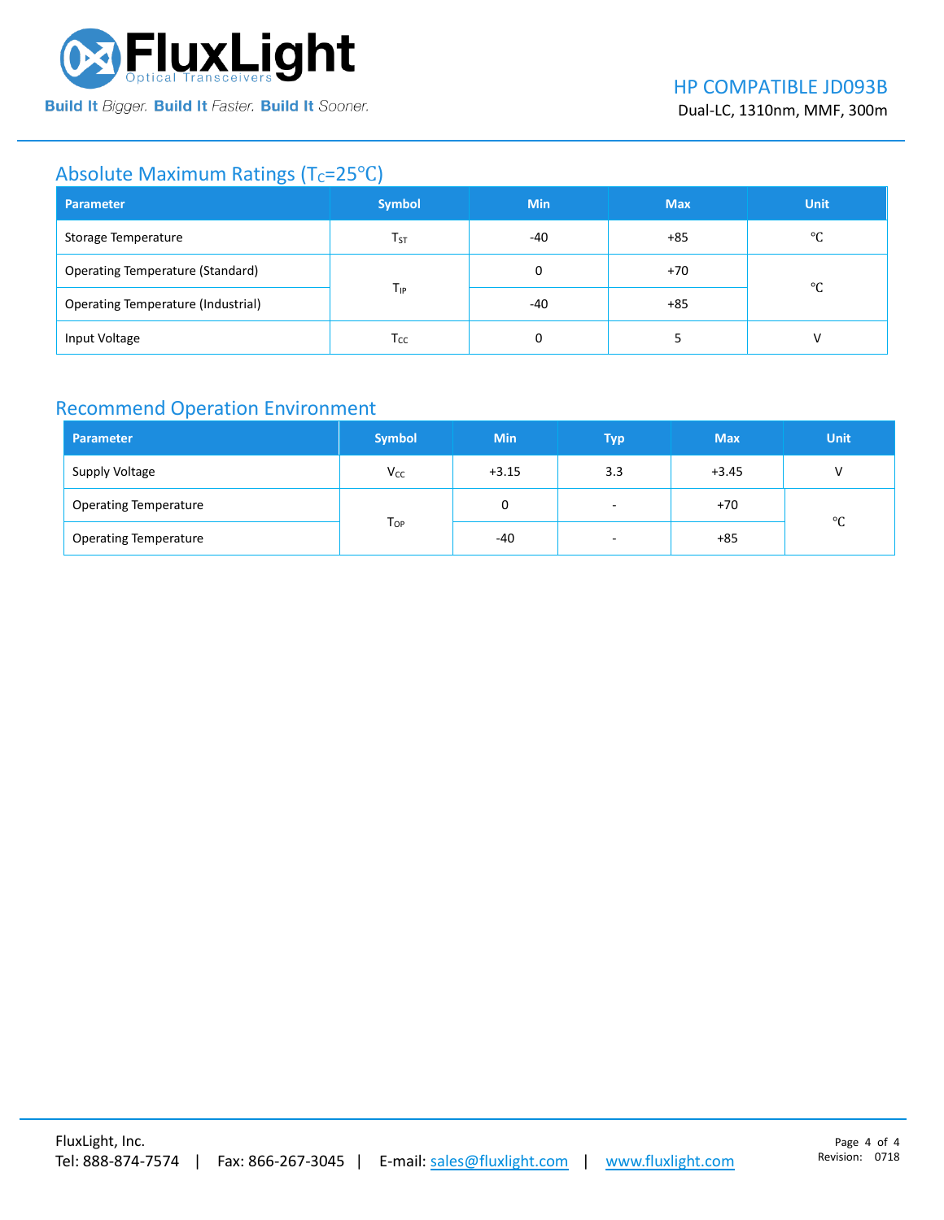## Absolute Maximum Ratings ($T_C$=25℃)

| Parameter | Symbol | Min | Max | Unit |
|---|---|---|---|---|
| Storage Temperature | $T_{ST}$ | -40 | +85 | ℃ |
| Operating Temperature (Standard) | $T_{IP}$ | 0 | +70 | ℃ |
| Operating Temperature (Industrial) | | -40 | +85 | |
| Input Voltage | $T_{CC}$ | 0 | 5 | V |

## Recommend Operation Environment

| Parameter | Symbol | Min | Typ | Max | Unit |
|---|---|---|---|---|---|
| Supply Voltage | $V_{CC}$ | +3.15 | 3.3 | +3.45 | V |
| Operating Temperature | $T_{OP}$ | 0 | - | +70 | ℃ |
| Operating Temperature | | -40 | - | +85 | |

FluxLight, Inc.
Tel: 888-874-7574 | Fax: 866-267-3045 | E-mail: sales@fluxlight.com | www.fluxlight.com